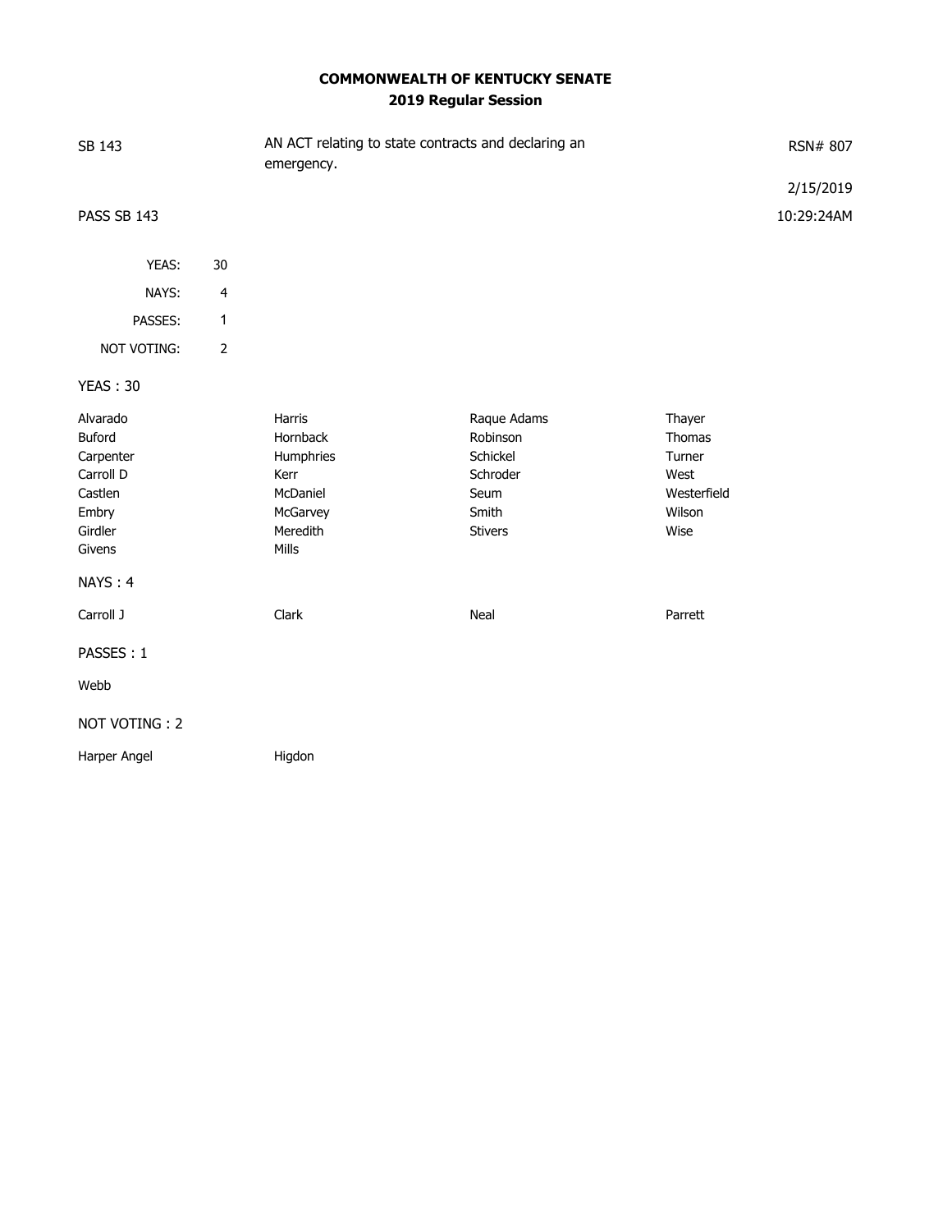# COMMONWEALTH OF KENTUCKY SENATE
## 2019 Regular Session

| SB 143 | AN ACT relating to state contracts and declaring an emergency. | RSN# 807 |
|---|---|---|
| | | 2/15/2019 |
| PASS SB 143 | | 10:29:24AM |

| | |
|---|---|
| YEAS: | 30 |
| NAYS: | 4 |
| PASSES: | 1 |
| NOT VOTING: | 2 |

YEAS : 30

| | | | |
|---|---|---|---|
| Alvarado | Harris | Raque Adams | Thayer |
| Buford | Hornback | Robinson | Thomas |
| Carpenter | Humphries | Schickel | Turner |
| Carroll D | Kerr | Schroder | West |
| Castlen | McDaniel | Seum | Westerfield |
| Embry | McGarvey | Smith | Wilson |
| Girdler | Meredith | Stivers | Wise |
| Givens | Mills | | |

NAYS : 4

| | | | |
|---|---|---|---|
| Carroll J | Clark | Neal | Parrett |

PASSES : 1

Webb

NOT VOTING : 2

| | |
|---|---|
| Harper Angel | Higdon |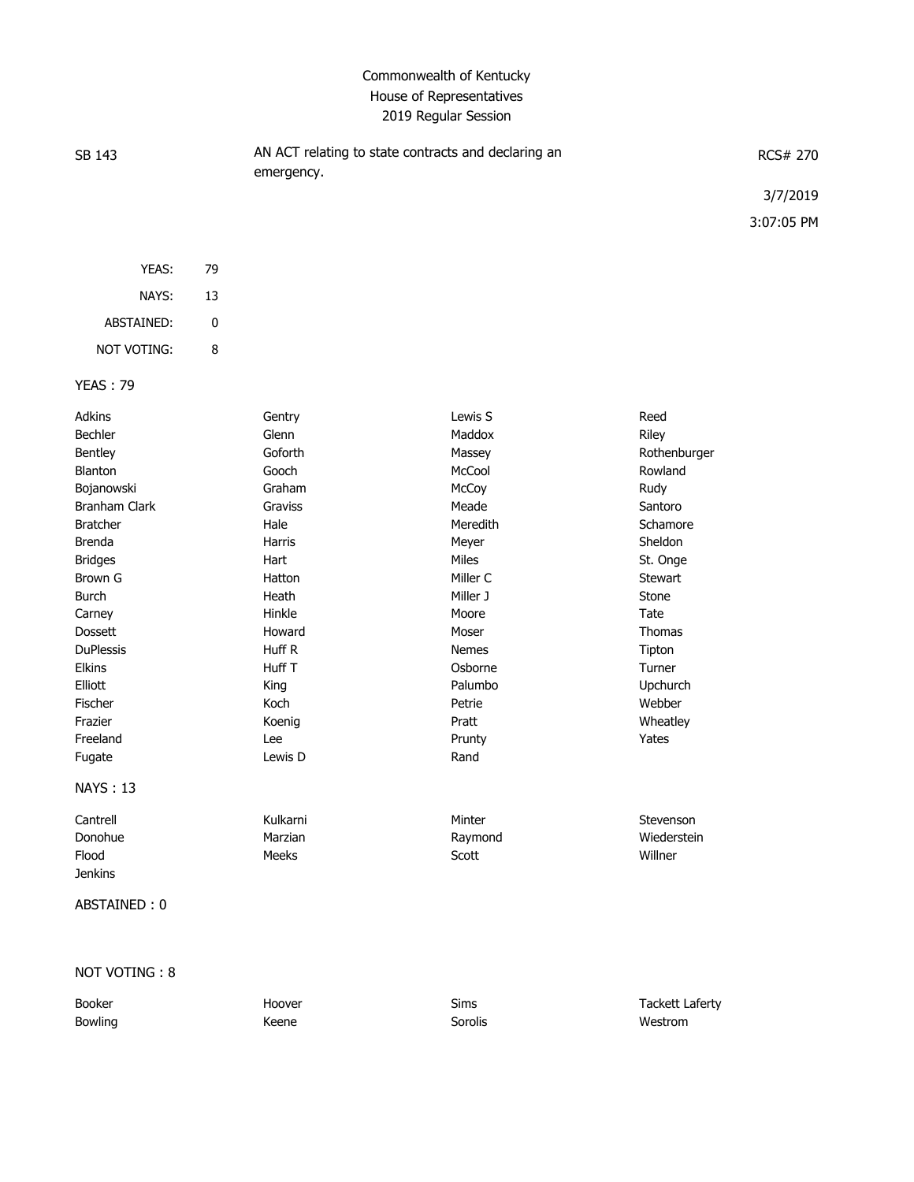# Commonwealth of Kentucky
## House of Representatives
### 2019 Regular Session

| SB 143 | AN ACT relating to state contracts and declaring an emergency. | RCS# 270 |
|---|---|---|
| | | 3/7/2019 |
| | | 3:07:05 PM |

| | |
|---|---|
| YEAS: | 79 |
| NAYS: | 13 |
| ABSTAINED: | 0 |
| NOT VOTING: | 8 |

**YEAS : 79**

| | | | |
|---|---|---|---|
| Adkins | Gentry | Lewis S | Reed |
| Bechler | Glenn | Maddox | Riley |
| Bentley | Goforth | Massey | Rothenburger |
| Blanton | Gooch | McCool | Rowland |
| Bojanowski | Graham | McCoy | Rudy |
| Branham Clark | Graviss | Meade | Santoro |
| Bratcher | Hale | Meredith | Schamore |
| Brenda | Harris | Meyer | Sheldon |
| Bridges | Hart | Miles | St. Onge |
| Brown G | Hatton | Miller C | Stewart |
| Burch | Heath | Miller J | Stone |
| Carney | Hinkle | Moore | Tate |
| Dossett | Howard | Moser | Thomas |
| DuPlessis | Huff R | Nemes | Tipton |
| Elkins | Huff T | Osborne | Turner |
| Elliott | King | Palumbo | Upchurch |
| Fischer | Koch | Petrie | Webber |
| Frazier | Koenig | Pratt | Wheatley |
| Freeland | Lee | Prunty | Yates |
| Fugate | Lewis D | Rand | |

**NAYS : 13**

| | | | |
|---|---|---|---|
| Cantrell | Kulkarni | Minter | Stevenson |
| Donohue | Marzian | Raymond | Wiederstein |
| Flood | Meeks | Scott | Willner |
| Jenkins | | | |

**ABSTAINED : 0**

**NOT VOTING : 8**

| | | | |
|---|---|---|---|
| Booker | Hoover | Sims | Tackett Laferty |
| Bowling | Keene | Sorolis | Westrom |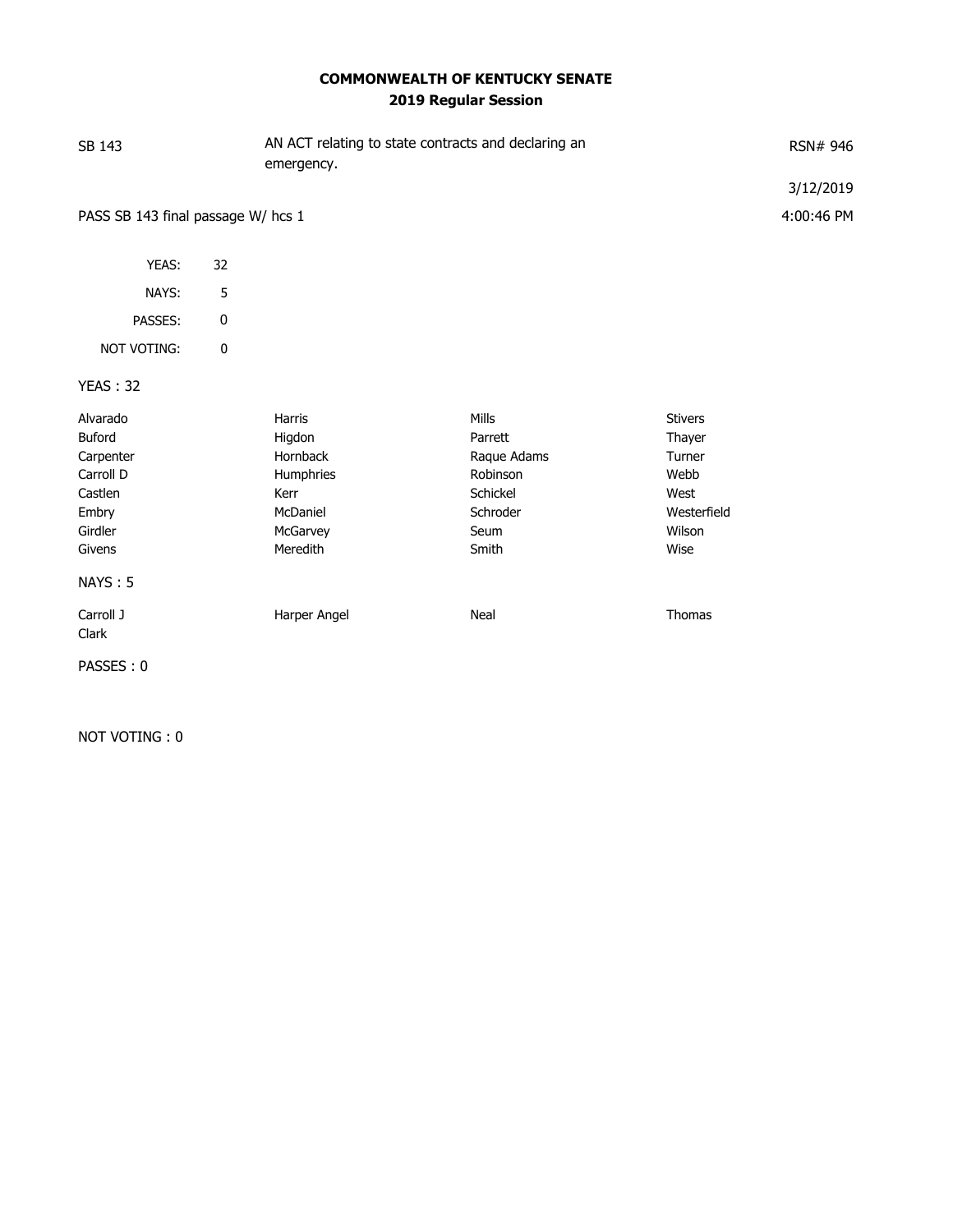**COMMONWEALTH OF KENTUCKY SENATE**
**2019 Regular Session**

| SB 143 | AN ACT relating to state contracts and declaring an emergency. | RSN# 946 |
|---|---|---|
| | | 3/12/2019 |
| PASS SB 143 final passage W/ hcs 1 | | 4:00:46 PM |

| | |
|---|---|
| YEAS: | 32 |
| NAYS: | 5 |
| PASSES: | 0 |
| NOT VOTING: | 0 |

YEAS : 32

| | | | |
|---|---|---|---|
| Alvarado | Harris | Mills | Stivers |
| Buford | Higdon | Parrett | Thayer |
| Carpenter | Hornback | Raque Adams | Turner |
| Carroll D | Humphries | Robinson | Webb |
| Castlen | Kerr | Schickel | West |
| Embry | McDaniel | Schroder | Westerfield |
| Girdler | McGarvey | Seum | Wilson |
| Givens | Meredith | Smith | Wise |

NAYS : 5

| | | | |
|---|---|---|---|
| Carroll J | Harper Angel | Neal | Thomas |
| Clark | | | |

PASSES : 0

NOT VOTING : 0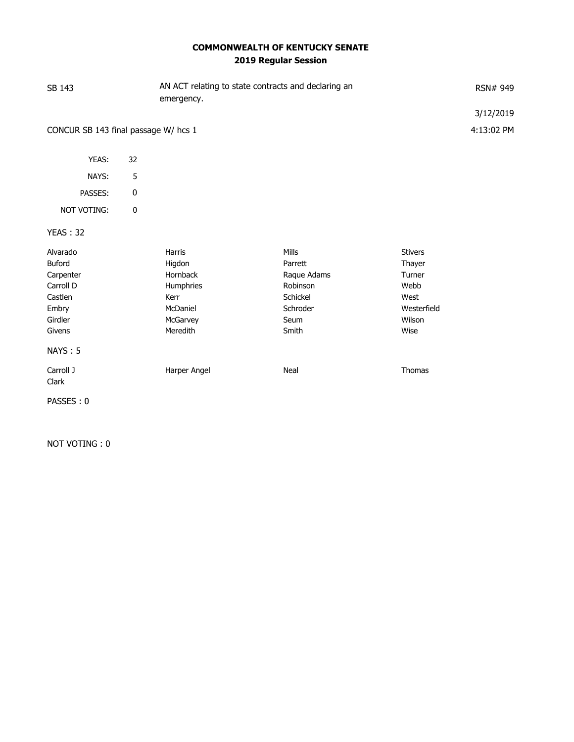**COMMONWEALTH OF KENTUCKY SENATE**
**2019 Regular Session**

SB 143 AN ACT relating to state contracts and declaring an emergency. RSN# 949

3/12/2019

CONCUR SB 143 final passage W/ hcs 1 4:13:02 PM

| | |
|---|---|
| YEAS: | 32 |
| NAYS: | 5 |
| PASSES: | 0 |
| NOT VOTING: | 0 |

YEAS : 32

| | | | |
|---|---|---|---|
| Alvarado | Harris | Mills | Stivers |
| Buford | Higdon | Parrett | Thayer |
| Carpenter | Hornback | Raque Adams | Turner |
| Carroll D | Humphries | Robinson | Webb |
| Castlen | Kerr | Schickel | West |
| Embry | McDaniel | Schroder | Westerfield |
| Girdler | McGarvey | Seum | Wilson |
| Givens | Meredith | Smith | Wise |

NAYS : 5

| | | | |
|---|---|---|---|
| Carroll J | Harper Angel | Neal | Thomas |
| Clark | | | |

PASSES : 0

NOT VOTING : 0